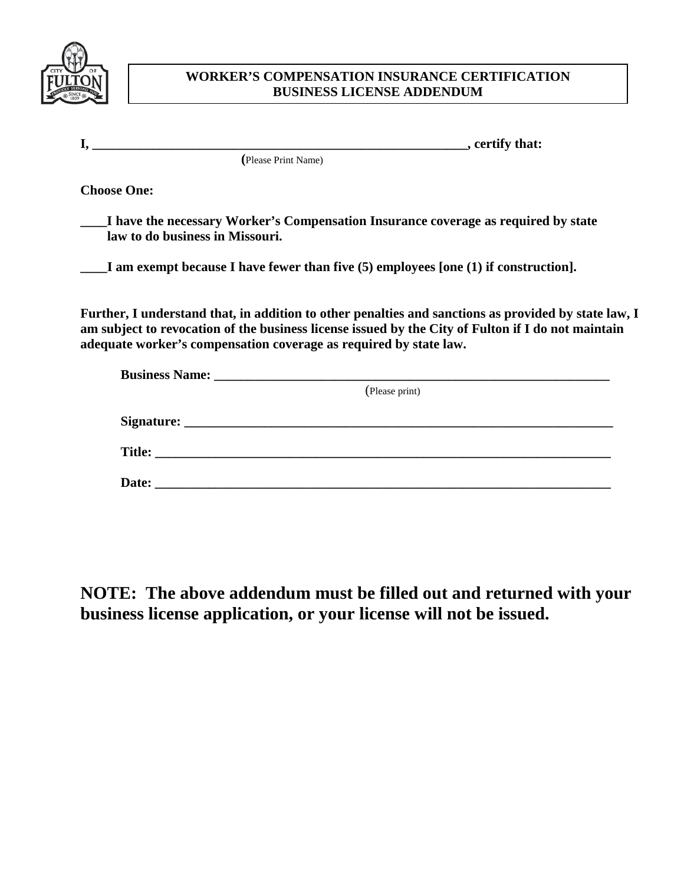**WORKER'S COMPENSATION INSURANCE CERTIFICATION**
**BUSINESS LICENSE ADDENDUM**

**I, \_\_\_\_\_\_\_\_\_\_\_\_\_\_\_\_\_\_\_\_\_\_\_\_\_\_\_\_\_\_\_\_\_\_\_\_\_\_\_\_\_\_\_\_\_\_\_\_\_\_\_\_\_\_\_\_, certify that:**
(Please Print Name)

**Choose One:**

**\_\_\_\_I have the necessary Worker's Compensation Insurance coverage as required by state law to do business in Missouri.**

**\_\_\_\_I am exempt because I have fewer than five (5) employees [one (1) if construction].**

**Further, I understand that, in addition to other penalties and sanctions as provided by state law, I am subject to revocation of the business license issued by the City of Fulton if I do not maintain adequate worker's compensation coverage as required by state law.**

**Business Name: \_\_\_\_\_\_\_\_\_\_\_\_\_\_\_\_\_\_\_\_\_\_\_\_\_\_\_\_\_\_\_\_\_\_\_\_\_\_\_\_\_\_\_\_\_\_\_\_\_\_\_\_\_\_\_\_\_\_\_\_**
(Please print)

**Signature: \_\_\_\_\_\_\_\_\_\_\_\_\_\_\_\_\_\_\_\_\_\_\_\_\_\_\_\_\_\_\_\_\_\_\_\_\_\_\_\_\_\_\_\_\_\_\_\_\_\_\_\_\_\_\_\_\_\_\_\_\_\_\_\_**

**Title: \_\_\_\_\_\_\_\_\_\_\_\_\_\_\_\_\_\_\_\_\_\_\_\_\_\_\_\_\_\_\_\_\_\_\_\_\_\_\_\_\_\_\_\_\_\_\_\_\_\_\_\_\_\_\_\_\_\_\_\_\_\_\_\_\_\_\_\_**

**Date: \_\_\_\_\_\_\_\_\_\_\_\_\_\_\_\_\_\_\_\_\_\_\_\_\_\_\_\_\_\_\_\_\_\_\_\_\_\_\_\_\_\_\_\_\_\_\_\_\_\_\_\_\_\_\_\_\_\_\_\_\_\_\_\_\_\_\_\_**

**NOTE: The above addendum must be filled out and returned with your business license application, or your license will not be issued.**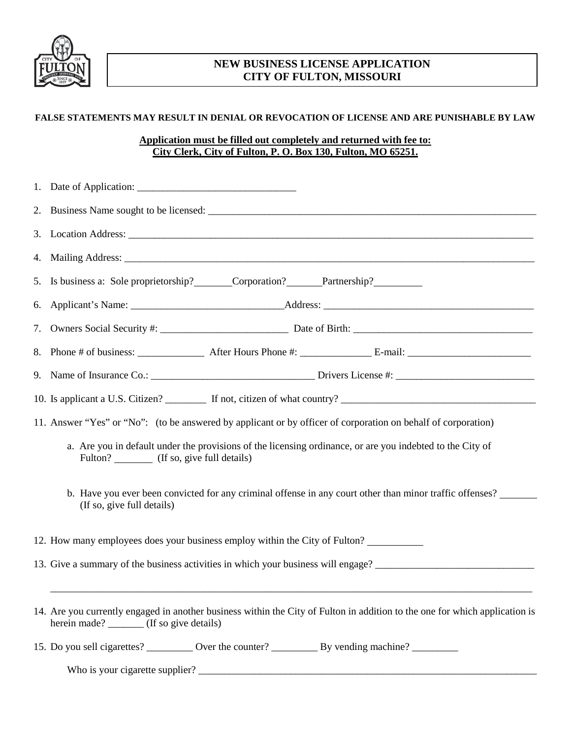# NEW BUSINESS LICENSE APPLICATION
# CITY OF FULTON, MISSOURI

**FALSE STATEMENTS MAY RESULT IN DENIAL OR REVOCATION OF LICENSE AND ARE PUNISHABLE BY LAW**

**Application must be filled out completely and returned with fee to:**
**City Clerk, City of Fulton, P. O. Box 130, Fulton, MO 65251.**

1. Date of Application: ______________________________
2. Business Name sought to be licensed: ______________________________________________________________
3. Location Address: ____________________________________________________________________________
4. Mailing Address: _____________________________________________________________________________
5. Is business a: Sole proprietorship?_______Corporation?______Partnership?_________
6. Applicant's Name: ____________________________Address: _______________________________________
7. Owners Social Security #: ________________________ Date of Birth: __________________________________
8. Phone # of business: ____________ After Hours Phone #: _____________ E-mail: _______________________
9. Name of Insurance Co.: ______________________________ Drivers License #: __________________________
10. Is applicant a U.S. Citizen? ________ If not, citizen of what country? ___________________________________
11. Answer "Yes" or "No": (to be answered by applicant or by officer of corporation on behalf of corporation)

    a. Are you in default under the provisions of the licensing ordinance, or are you indebted to the City of Fulton? _______ (If so, give full details)

    b. Have you ever been convicted for any criminal offense in any court other than minor traffic offenses? _______ (If so, give full details)

12. How many employees does your business employ within the City of Fulton? __________
13. Give a summary of the business activities in which your business will engage? ______________________________

    ____________________________________________________________________________________________

14. Are you currently engaged in another business within the City of Fulton in addition to the one for which application is herein made? _______ (If so give details)
15. Do you sell cigarettes? _________ Over the counter? _________ By vending machine? _________

    Who is your cigarette supplier? ____________________________________________________________________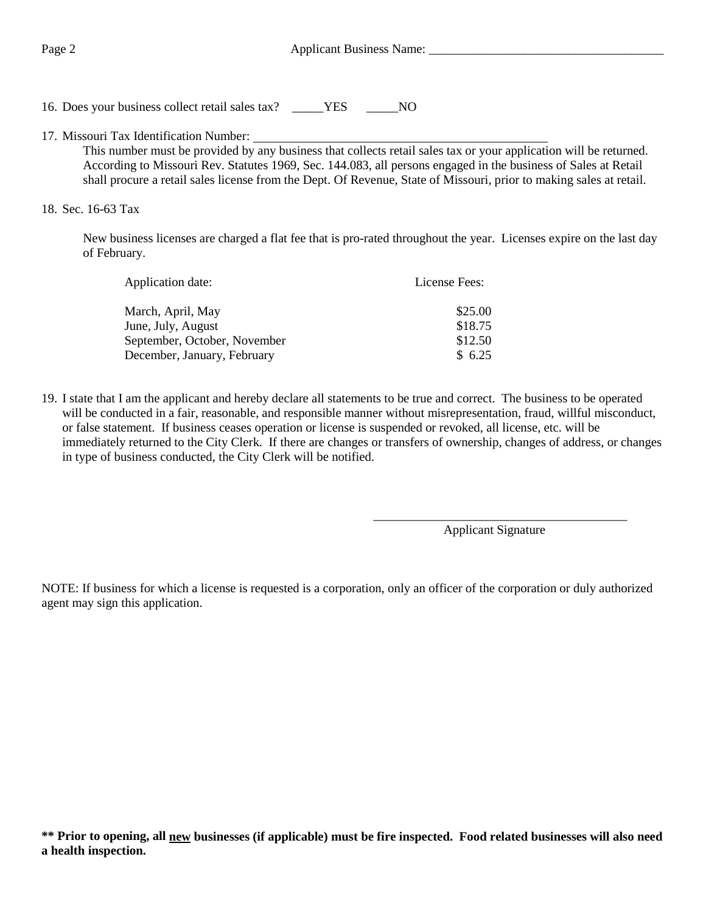Applicant Business Name: ____________________________________

16. Does your business collect retail sales tax? _____YES _____NO

17. Missouri Tax Identification Number: ________________________________________

    This number must be provided by any business that collects retail sales tax or your application will be returned. According to Missouri Rev. Statutes 1969, Sec. 144.083, all persons engaged in the business of Sales at Retail shall procure a retail sales license from the Dept. Of Revenue, State of Missouri, prior to making sales at retail.

18. Sec. 16-63 Tax

    New business licenses are charged a flat fee that is pro-rated throughout the year. Licenses expire on the last day of February.

| Application date: | License Fees: |
|---|---|
| March, April, May | $25.00 |
| June, July, August | $18.75 |
| September, October, November | $12.50 |
| December, January, February | $ 6.25 |

19. I state that I am the applicant and hereby declare all statements to be true and correct. The business to be operated will be conducted in a fair, reasonable, and responsible manner without misrepresentation, fraud, willful misconduct, or false statement. If business ceases operation or license is suspended or revoked, all license, etc. will be immediately returned to the City Clerk. If there are changes or transfers of ownership, changes of address, or changes in type of business conducted, the City Clerk will be notified.

________________________________________
Applicant Signature

NOTE: If business for which a license is requested is a corporation, only an officer of the corporation or duly authorized agent may sign this application.

**** Prior to opening, all <u>new</u> businesses (if applicable) must be fire inspected. Food related businesses will also need a health inspection.**